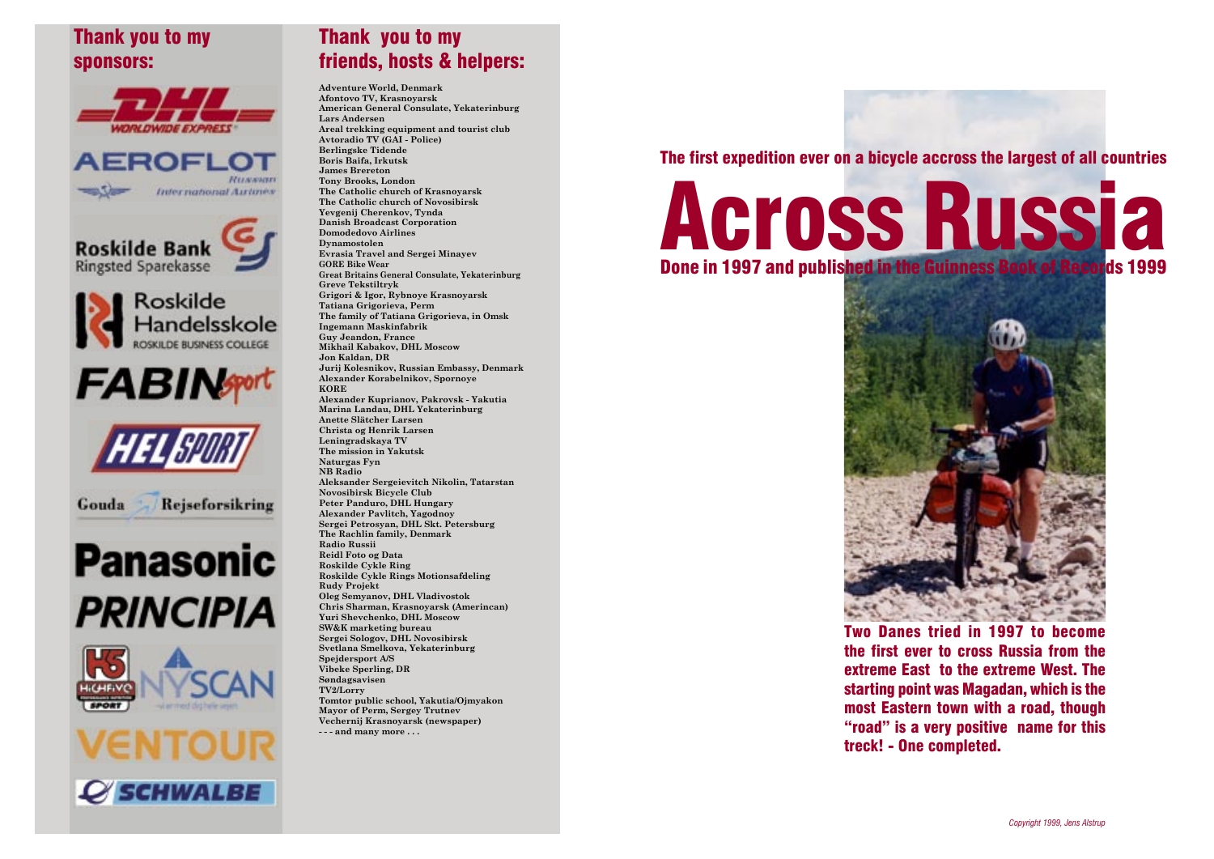## Thank you to my sponsors:

DHL Worldwide Express

Aeroflot Russian International Airlines

Roskilde Bank Ringsted Sparekasse

Roskilde Handelsskole ROSKILDE BUSINESS COLLEGE

FABIN sport

HELSPORT

Gouda Rejseforsikring

Panasonic

PRINCIPIA

HiGHFiVE SPORT

NYSCAN

VENTOUR

SCHWALBE

## Thank you to my friends, hosts & helpers:

Adventure World, Denmark
Afontovo TV, Krasnoyarsk
American General Consulate, Yekaterinburg
Lars Andersen
Areal trekking equipment and tourist club
Avtoradio TV (GAI - Police)
Berlingske Tidende
Boris Baifa, Irkutsk
James Brereton
Tony Brooks, London
The Catholic church of Krasnoyarsk
The Catholic church of Novosibirsk
Yevgenij Cherenkov, Tynda
Danish Broadcast Corporation
Domodedovo Airlines
Dynamostolen
Evrasia Travel and Sergei Minayev
GORE Bike Wear
Great Britains General Consulate, Yekaterinburg
Greve Tekstiltryk
Grigori & Igor, Rybnoye Krasnoyarsk
Tatiana Grigorieva, Perm
The family of Tatiana Grigorieva, in Omsk
Ingemann Maskinfabrik
Guy Jeandon, France
Mikhail Kabakov, DHL Moscow
Jon Kaldan, DR
Jurij Kolesnikov, Russian Embassy, Denmark
Alexander Korabelnikov, Spornoye
KORE
Alexander Kuprianov, Pakrovsk - Yakutia
Marina Landau, DHL Yekaterinburg
Anette Slätcher Larsen
Christa og Henrik Larsen
Leningradskaya TV
The mission in Yakutsk
Naturgas Fyn
NB Radio
Aleksander Sergeievitch Nikolin, Tatarstan
Novosibirsk Bicycle Club
Peter Panduro, DHL Hungary
Alexander Pavlitch, Yagodnoy
Sergei Petrosyan, DHL Skt. Petersburg
The Rachlin family, Denmark
Radio Russii
Reidl Foto og Data
Roskilde Cykle Ring
Roskilde Cykle Rings Motionsafdeling
Rudy Projekt
Oleg Semyanov, DHL Vladivostok
Chris Sharman, Krasnoyarsk (Amerincan)
Yuri Shevchenko, DHL Moscow
SW&K marketing bureau
Sergei Sologov, DHL Novosibirsk
Svetlana Smelkova, Yekaterinburg
Spejdersport A/S
Vibeke Sperling, DR
Søndagsavisen
TV2/Lorry
Tomtor public school, Yakutia/Ojmyakon
Mayor of Perm, Sergey Trutnev
Vechernij Krasnoyarsk (newspaper)
- - - and many more . . .

**The first expedition ever on a bicycle accross the largest of all countries**

# Across Russia

**Done in 1997 and published in the Guinness Book of Records 1999**

**Two Danes tried in 1997 to become the first ever to cross Russia from the extreme East to the extreme West. The starting point was Magadan, which is the most Eastern town with a road, though "road" is a very positive name for this treck! - One completed.**

*Copyright 1999, Jens Alstrup*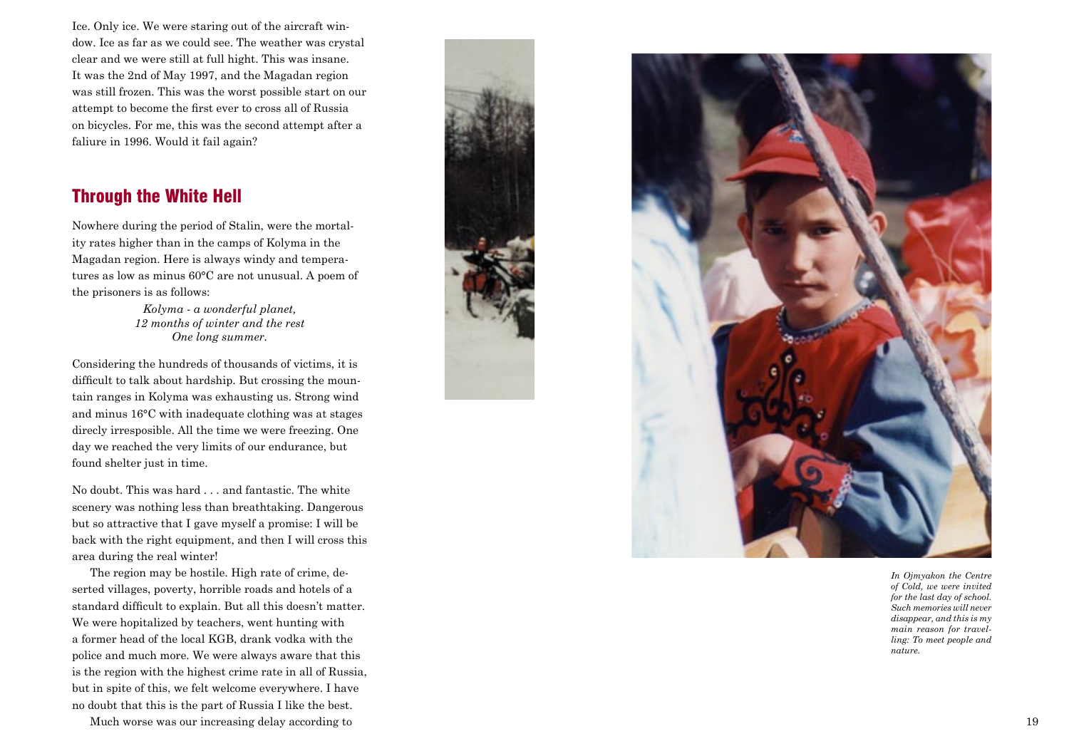Ice. Only ice. We were staring out of the aircraft window. Ice as far as we could see. The weather was crystal clear and we were still at full hight. This was insane. It was the 2nd of May 1997, and the Magadan region was still frozen. This was the worst possible start on our attempt to become the first ever to cross all of Russia on bicycles. For me, this was the second attempt after a faliure in 1996. Would it fail again?

## Through the White Hell

Nowhere during the period of Stalin, were the mortality rates higher than in the camps of Kolyma in the Magadan region. Here is always windy and temperatures as low as minus 60°C are not unusual. A poem of the prisoners is as follows:

*Kolyma - a wonderful planet,*
*12 months of winter and the rest*
*One long summer.*

Considering the hundreds of thousands of victims, it is difficult to talk about hardship. But crossing the mountain ranges in Kolyma was exhausting us. Strong wind and minus 16°C with inadequate clothing was at stages direcly irresposible. All the time we were freezing. One day we reached the very limits of our endurance, but found shelter just in time.

No doubt. This was hard . . . and fantastic. The white scenery was nothing less than breathtaking. Dangerous but so attractive that I gave myself a promise: I will be back with the right equipment, and then I will cross this area during the real winter!

The region may be hostile. High rate of crime, deserted villages, poverty, horrible roads and hotels of a standard difficult to explain. But all this doesn't matter. We were hopitalized by teachers, went hunting with a former head of the local KGB, drank vodka with the police and much more. We were always aware that this is the region with the highest crime rate in all of Russia, but in spite of this, we felt welcome everywhere. I have no doubt that this is the part of Russia I like the best.

Much worse was our increasing delay according to

*In Ojmyakon the Centre of Cold, we were invited for the last day of school. Such memories will never disappear, and this is my main reason for travelling: To meet people and nature.*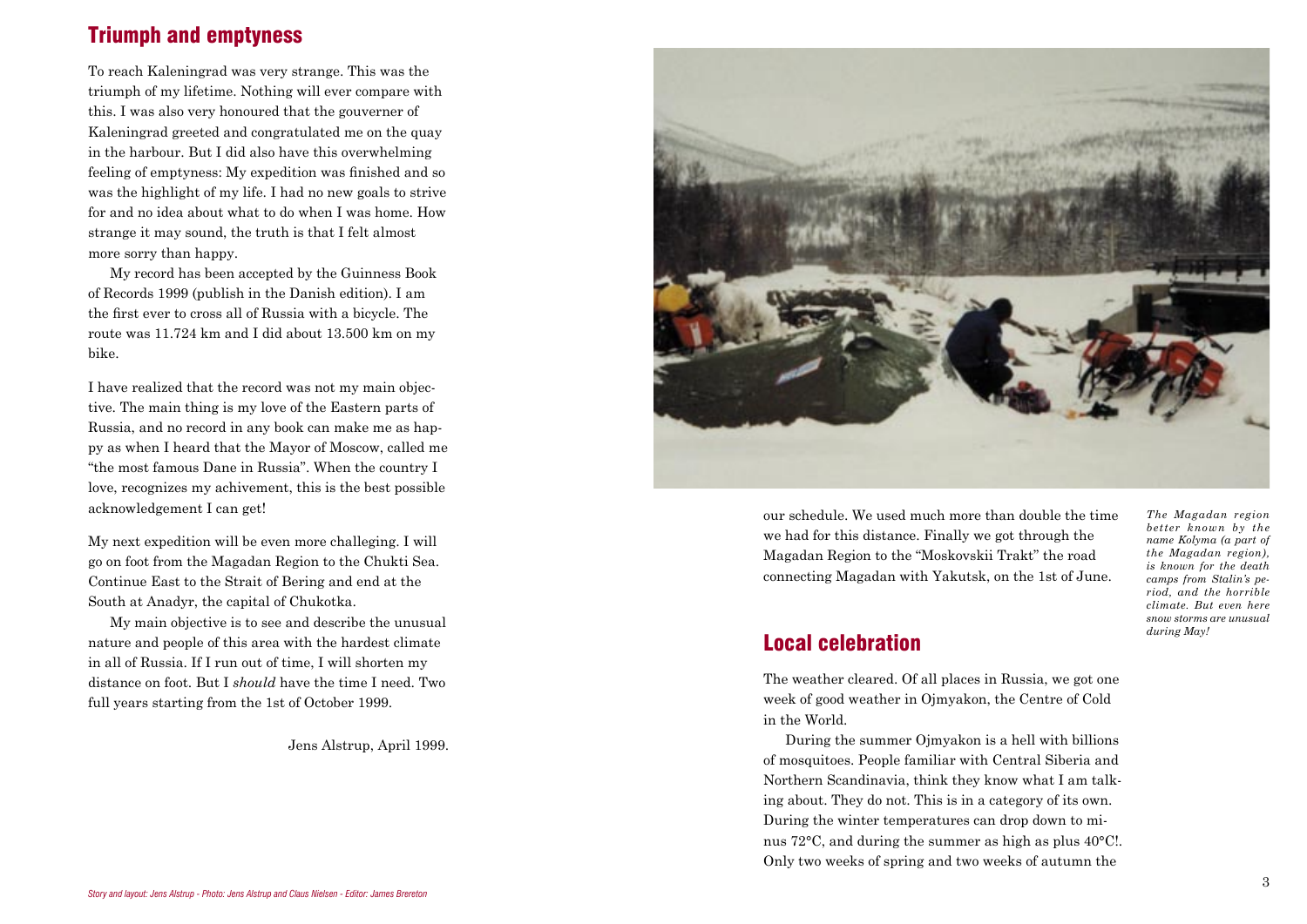## Triumph and emptyness

To reach Kaleningrad was very strange. This was the triumph of my lifetime. Nothing will ever compare with this. I was also very honoured that the gouverner of Kaleningrad greeted and congratulated me on the quay in the harbour. But I did also have this overwhelming feeling of emptyness: My expedition was finished and so was the highlight of my life. I had no new goals to strive for and no idea about what to do when I was home. How strange it may sound, the truth is that I felt almost more sorry than happy.

My record has been accepted by the Guinness Book of Records 1999 (publish in the Danish edition). I am the first ever to cross all of Russia with a bicycle. The route was 11.724 km and I did about 13.500 km on my bike.

I have realized that the record was not my main objective. The main thing is my love of the Eastern parts of Russia, and no record in any book can make me as happy as when I heard that the Mayor of Moscow, called me "the most famous Dane in Russia". When the country I love, recognizes my achivement, this is the best possible acknowledgement I can get!

My next expedition will be even more challeging. I will go on foot from the Magadan Region to the Chukti Sea. Continue East to the Strait of Bering and end at the South at Anadyr, the capital of Chukotka.

My main objective is to see and describe the unusual nature and people of this area with the hardest climate in all of Russia. If I run out of time, I will shorten my distance on foot. But I *should* have the time I need. Two full years starting from the 1st of October 1999.

Jens Alstrup, April 1999.

our schedule. We used much more than double the time we had for this distance. Finally we got through the Magadan Region to the "Moskovskii Trakt" the road connecting Magadan with Yakutsk, on the 1st of June.

*The Magadan region better known by the name Kolyma (a part of the Magadan region), is known for the death camps from Stalin's period, and the horrible climate. But even here snow storms are unusual during May!*

## Local celebration

The weather cleared. Of all places in Russia, we got one week of good weather in Ojmyakon, the Centre of Cold in the World.

During the summer Ojmyakon is a hell with billions of mosquitoes. People familiar with Central Siberia and Northern Scandinavia, think they know what I am talking about. They do not. This is in a category of its own. During the winter temperatures can drop down to minus 72°C, and during the summer as high as plus 40°C!. Only two weeks of spring and two weeks of autumn the

*Story and layout: Jens Alstrup - Photo: Jens Alstrup and Claus Nielsen - Editor: James Brereton*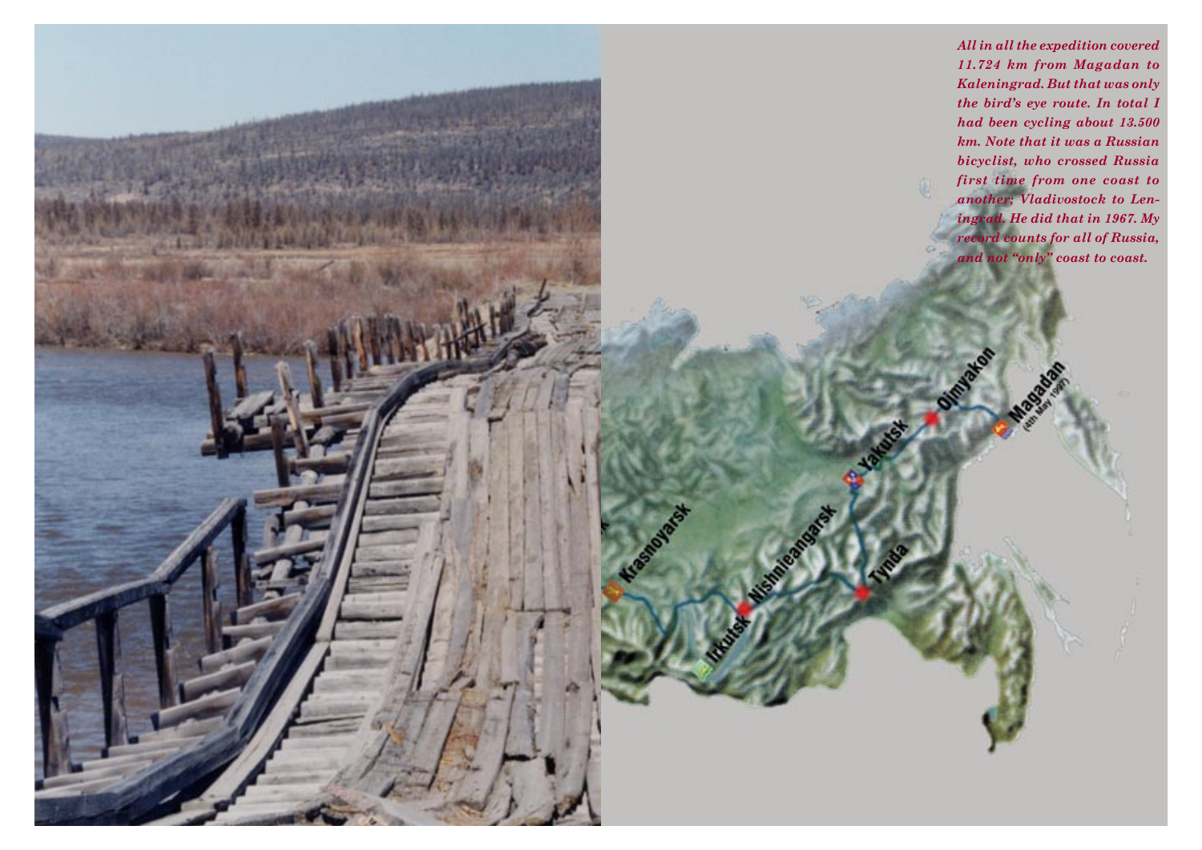*All in all the expedition covered 11.724 km from Magadan to Kaleningrad. But that was only the bird's eye route. In total I had been cycling about 13.500 km. Note that it was a Russian bicyclist, who crossed Russia first time from one coast to another; Vladivostock to Leningrad. He did that in 1967. My record counts for all of Russia, and not "only" coast to coast.*

Magadan (4th May 1997)

Ojmyakon

Yakutsk

Tynda

Nishnieangarsk

Irkutsk

Krasnoyarsk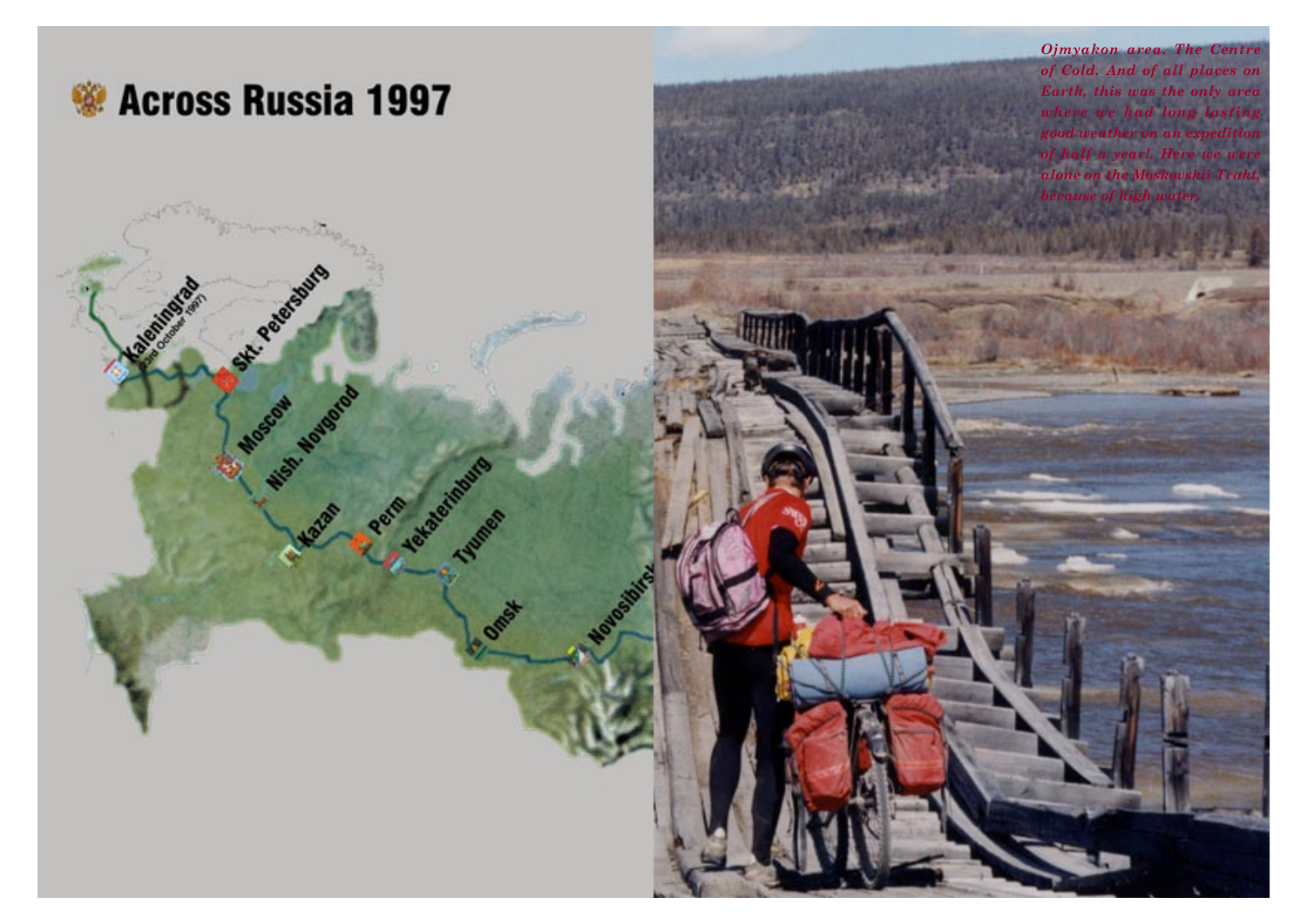# Across Russia 1997

*Ojmyakon area. The Centre of Cold. And of all places on Earth, this was the only area where we had long lasting good weather on an expedition of half a year!. Here we were alone on the Moskovskii Trakt, because of high water.*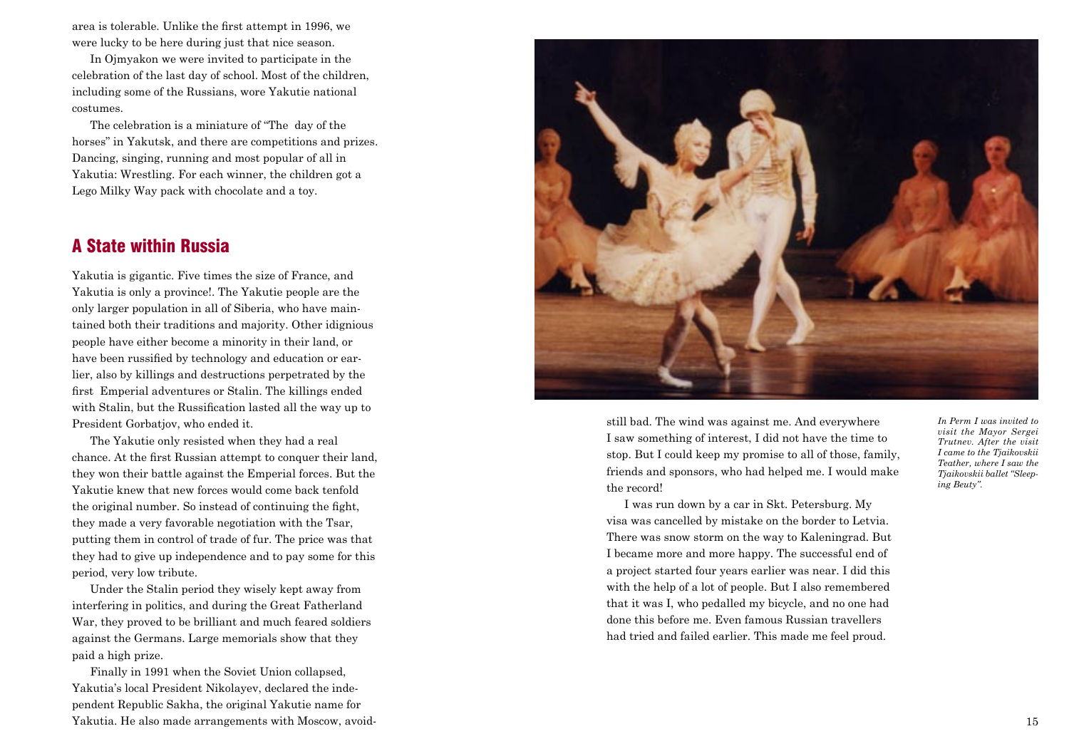area is tolerable. Unlike the first attempt in 1996, we were lucky to be here during just that nice season.

In Ojmyakon we were invited to participate in the celebration of the last day of school. Most of the children, including some of the Russians, wore Yakutie national costumes.

The celebration is a miniature of "The day of the horses" in Yakutsk, and there are competitions and prizes. Dancing, singing, running and most popular of all in Yakutia: Wrestling. For each winner, the children got a Lego Milky Way pack with chocolate and a toy.

## A State within Russia

Yakutia is gigantic. Five times the size of France, and Yakutia is only a province!. The Yakutie people are the only larger population in all of Siberia, who have maintained both their traditions and majority. Other idignious people have either become a minority in their land, or have been russified by technology and education or earlier, also by killings and destructions perpetrated by the first Emperial adventures or Stalin. The killings ended with Stalin, but the Russification lasted all the way up to President Gorbatjov, who ended it.

The Yakutie only resisted when they had a real chance. At the first Russian attempt to conquer their land, they won their battle against the Emperial forces. But the Yakutie knew that new forces would come back tenfold the original number. So instead of continuing the fight, they made a very favorable negotiation with the Tsar, putting them in control of trade of fur. The price was that they had to give up independence and to pay some for this period, very low tribute.

Under the Stalin period they wisely kept away from interfering in politics, and during the Great Fatherland War, they proved to be brilliant and much feared soldiers against the Germans. Large memorials show that they paid a high prize.

Finally in 1991 when the Soviet Union collapsed, Yakutia's local President Nikolayev, declared the independent Republic Sakha, the original Yakutie name for Yakutia. He also made arrangements with Moscow, avoid-

still bad. The wind was against me. And everywhere I saw something of interest, I did not have the time to stop. But I could keep my promise to all of those, family, friends and sponsors, who had helped me. I would make the record!

I was run down by a car in Skt. Petersburg. My visa was cancelled by mistake on the border to Letvia. There was snow storm on the way to Kaleningrad. But I became more and more happy. The successful end of a project started four years earlier was near. I did this with the help of a lot of people. But I also remembered that it was I, who pedalled my bicycle, and no one had done this before me. Even famous Russian travellers had tried and failed earlier. This made me feel proud.

*In Perm I was invited to visit the Mayor Sergei Trutnev. After the visit I came to the Tjaikovskii Teather, where I saw the Tjaikovskii ballet "Sleeping Beuty".*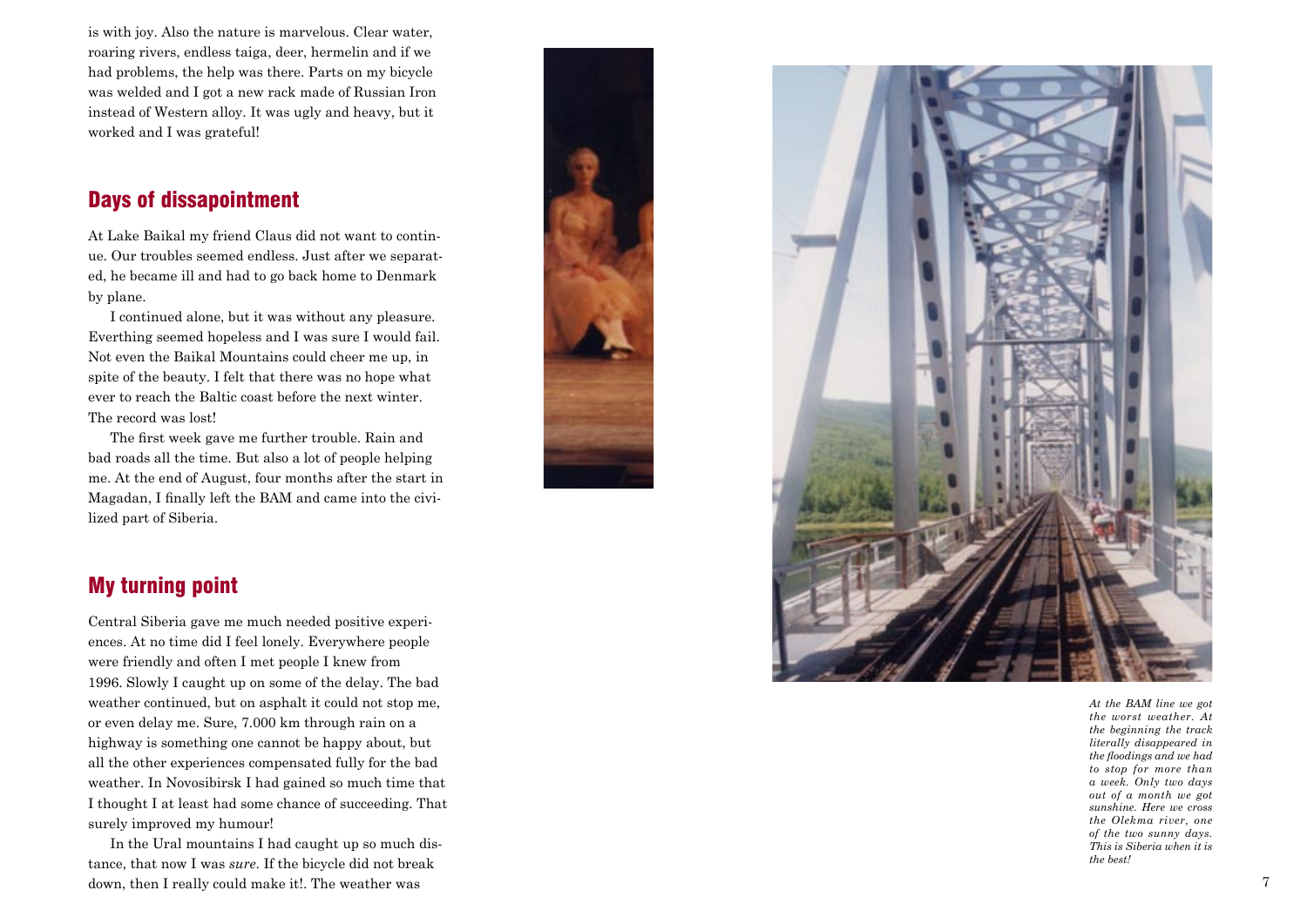is with joy. Also the nature is marvelous. Clear water, roaring rivers, endless taiga, deer, hermelin and if we had problems, the help was there. Parts on my bicycle was welded and I got a new rack made of Russian Iron instead of Western alloy. It was ugly and heavy, but it worked and I was grateful!

## Days of dissapointment

At Lake Baikal my friend Claus did not want to continue. Our troubles seemed endless. Just after we separated, he became ill and had to go back home to Denmark by plane.

I continued alone, but it was without any pleasure. Everthing seemed hopeless and I was sure I would fail. Not even the Baikal Mountains could cheer me up, in spite of the beauty. I felt that there was no hope what ever to reach the Baltic coast before the next winter. The record was lost!

The first week gave me further trouble. Rain and bad roads all the time. But also a lot of people helping me. At the end of August, four months after the start in Magadan, I finally left the BAM and came into the civilized part of Siberia.

## My turning point

Central Siberia gave me much needed positive experiences. At no time did I feel lonely. Everywhere people were friendly and often I met people I knew from 1996. Slowly I caught up on some of the delay. The bad weather continued, but on asphalt it could not stop me, or even delay me. Sure, 7.000 km through rain on a highway is something one cannot be happy about, but all the other experiences compensated fully for the bad weather. In Novosibirsk I had gained so much time that I thought I at least had some chance of succeeding. That surely improved my humour!

In the Ural mountains I had caught up so much distance, that now I was *sure*. If the bicycle did not break down, then I really could make it!. The weather was

*At the BAM line we got the worst weather. At the beginning the track literally disappeared in the floodings and we had to stop for more than a week. Only two days out of a month we got sunshine. Here we cross the Olekma river, one of the two sunny days. This is Siberia when it is the best!*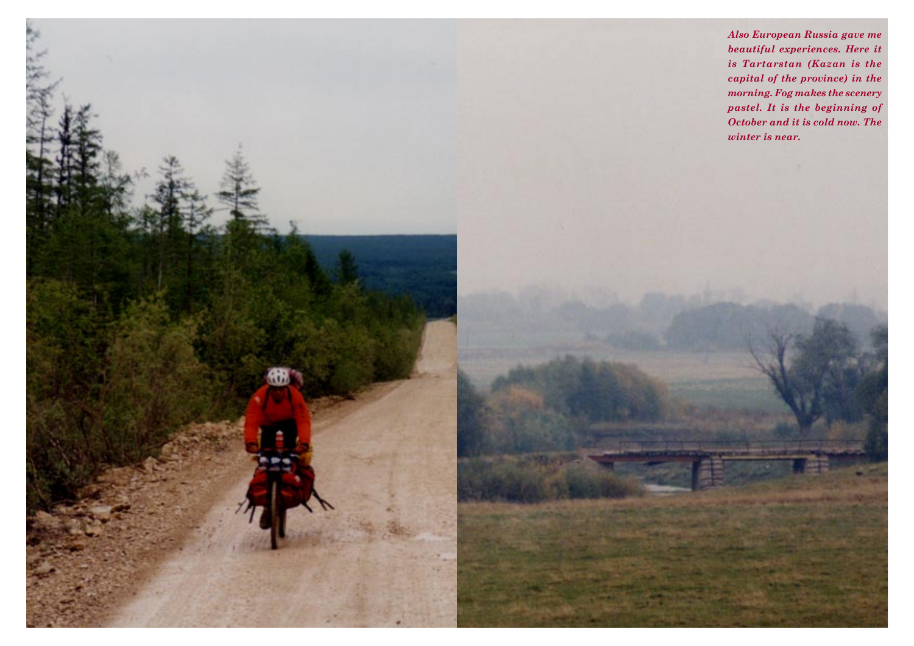*Also European Russia gave me beautiful experiences. Here it is Tartarstan (Kazan is the capital of the province) in the morning. Fog makes the scenery pastel. It is the beginning of October and it is cold now. The winter is near.*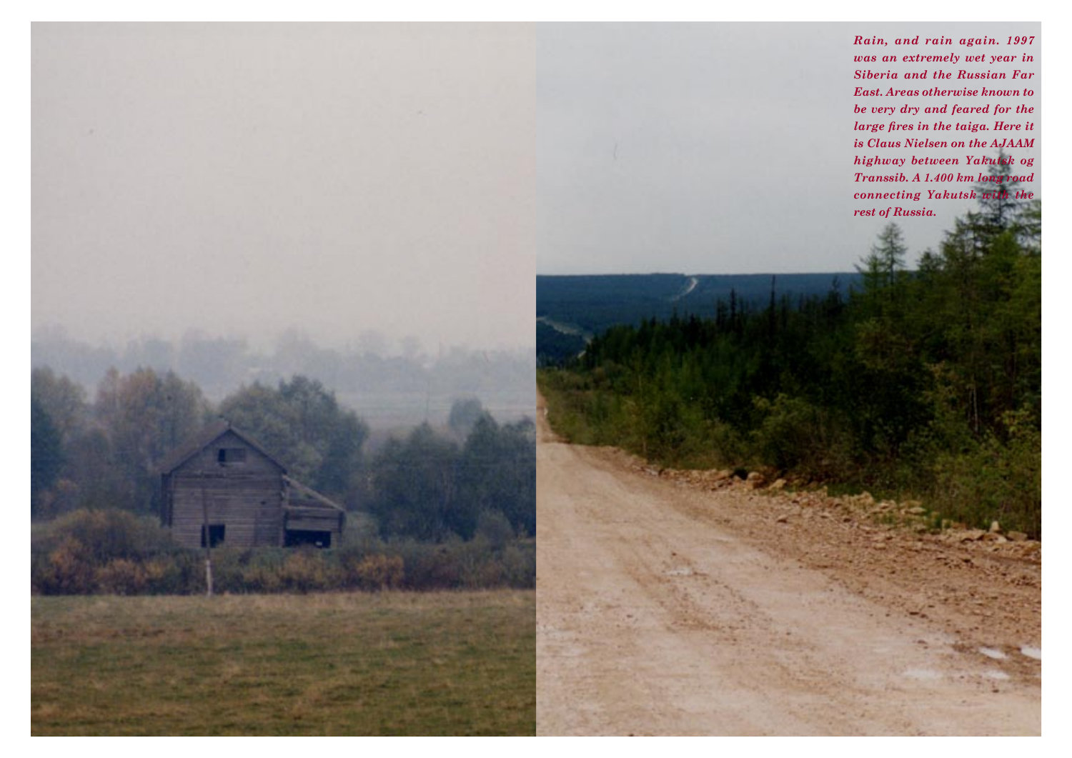*Rain, and rain again. 1997 was an extremely wet year in Siberia and the Russian Far East. Areas otherwise known to be very dry and feared for the large fires in the taiga. Here it is Claus Nielsen on the AJAAM highway between Yakutsk og Transsib. A 1.400 km long road connecting Yakutsk with the rest of Russia.*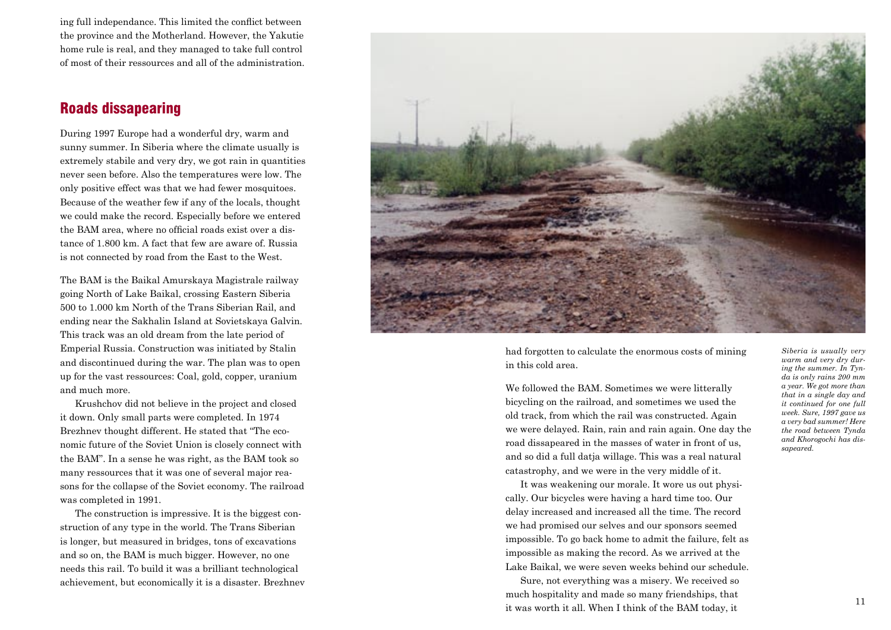ing full independance. This limited the conflict between the province and the Motherland. However, the Yakutie home rule is real, and they managed to take full control of most of their ressources and all of the administration.

## Roads dissapearing

During 1997 Europe had a wonderful dry, warm and sunny summer. In Siberia where the climate usually is extremely stabile and very dry, we got rain in quantities never seen before. Also the temperatures were low. The only positive effect was that we had fewer mosquitoes. Because of the weather few if any of the locals, thought we could make the record. Especially before we entered the BAM area, where no official roads exist over a distance of 1.800 km. A fact that few are aware of. Russia is not connected by road from the East to the West.

The BAM is the Baikal Amurskaya Magistrale railway going North of Lake Baikal, crossing Eastern Siberia 500 to 1.000 km North of the Trans Siberian Rail, and ending near the Sakhalin Island at Sovietskaya Galvin. This track was an old dream from the late period of Emperial Russia. Construction was initiated by Stalin and discontinued during the war. The plan was to open up for the vast ressources: Coal, gold, copper, uranium and much more.

Krushchov did not believe in the project and closed it down. Only small parts were completed. In 1974 Brezhnev thought different. He stated that "The economic future of the Soviet Union is closely connect with the BAM". In a sense he was right, as the BAM took so many ressources that it was one of several major reasons for the collapse of the Soviet economy. The railroad was completed in 1991.

The construction is impressive. It is the biggest construction of any type in the world. The Trans Siberian is longer, but measured in bridges, tons of excavations and so on, the BAM is much bigger. However, no one needs this rail. To build it was a brilliant technological achievement, but economically it is a disaster. Brezhnev had forgotten to calculate the enormous costs of mining in this cold area.

*Siberia is usually very warm and very dry during the summer. In Tynda is only rains 200 mm a year. We got more than that in a single day and it continued for one full week. Sure, 1997 gave us a very bad summer! Here the road between Tynda and Khorogochi has dissapeared.*

We followed the BAM. Sometimes we were litterally bicycling on the railroad, and sometimes we used the old track, from which the rail was constructed. Again we were delayed. Rain, rain and rain again. One day the road dissapeared in the masses of water in front of us, and so did a full datja willage. This was a real natural catastrophy, and we were in the very middle of it.

It was weakening our morale. It wore us out physically. Our bicycles were having a hard time too. Our delay increased and increased all the time. The record we had promised our selves and our sponsors seemed impossible. To go back home to admit the failure, felt as impossible as making the record. As we arrived at the Lake Baikal, we were seven weeks behind our schedule.

Sure, not everything was a misery. We received so much hospitality and made so many friendships, that it was worth it all. When I think of the BAM today, it